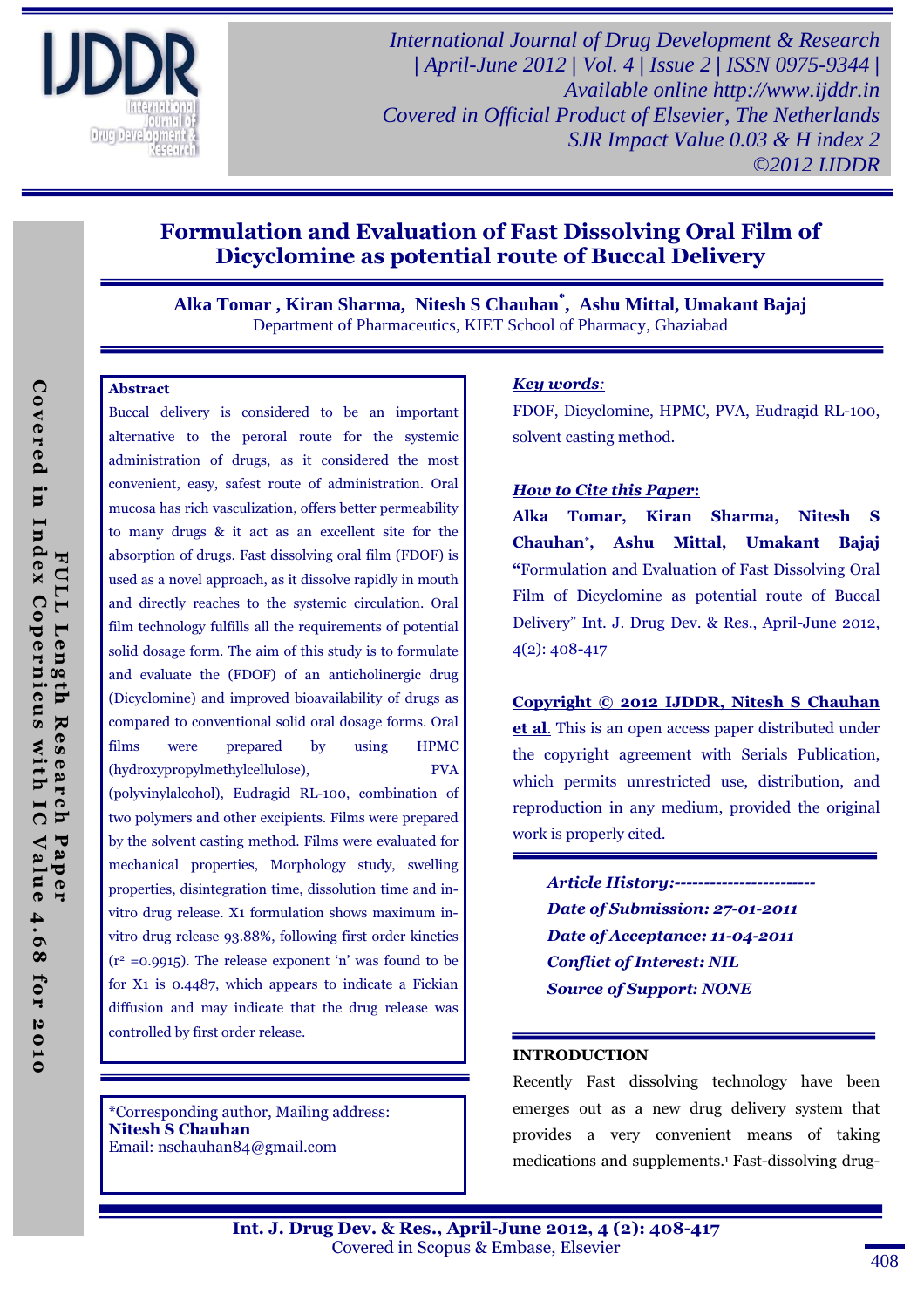# Formulation and Evaluation of Fast Dissolving Oral Film of Dicyclomine as potential route of Buccal Delivery

**Alka Tomar , Kiran Sharma, Nitesh S Chauhan*, Ashu Mittal, Umakant Bajaj**

Department of Pharmaceutics, KIET School of Pharmacy, Ghaziabad

**Abstract**

Buccal delivery is considered to be an important alternative to the peroral route for the systemic administration of drugs, as it considered the most convenient, easy, safest route of administration. Oral mucosa has rich vasculization, offers better permeability to many drugs & it act as an excellent site for the absorption of drugs. Fast dissolving oral film (FDOF) is used as a novel approach, as it dissolve rapidly in mouth and directly reaches to the systemic circulation. Oral film technology fulfills all the requirements of potential solid dosage form. The aim of this study is to formulate and evaluate the (FDOF) of an anticholinergic drug (Dicyclomine) and improved bioavailability of drugs as compared to conventional solid oral dosage forms. Oral films were prepared by using HPMC (hydroxypropylmethylcellulose), PVA (polyvinylalcohol), Eudragid RL-100, combination of two polymers and other excipients. Films were prepared by the solvent casting method. Films were evaluated for mechanical properties, Morphology study, swelling properties, disintegration time, dissolution time and in-vitro drug release. X1 formulation shows maximum in-vitro drug release 93.88%, following first order kinetics ($r^2$ =0.9915). The release exponent 'n' was found to be for X1 is 0.4487, which appears to indicate a Fickian diffusion and may indicate that the drug release was controlled by first order release.

*Corresponding author, Mailing address:
**Nitesh S Chauhan**
Email: nschauhan84@gmail.com

***Key words:***

FDOF, Dicyclomine, HPMC, PVA, Eudragid RL-100, solvent casting method.

***How to Cite this Paper:***

**Alka Tomar, Kiran Sharma, Nitesh S Chauhan*, Ashu Mittal, Umakant Bajaj** "Formulation and Evaluation of Fast Dissolving Oral Film of Dicyclomine as potential route of Buccal Delivery" Int. J. Drug Dev. & Res., April-June 2012, 4(2): 408-417

**Copyright © 2012 IJDDR, Nitesh S Chauhan et al.** This is an open access paper distributed under the copyright agreement with Serials Publication, which permits unrestricted use, distribution, and reproduction in any medium, provided the original work is properly cited.

***Article History:------------------------***
***Date of Submission: 27-01-2011***
***Date of Acceptance: 11-04-2011***
***Conflict of Interest: NIL***
***Source of Support: NONE***

## INTRODUCTION

Recently Fast dissolving technology have been emerges out as a new drug delivery system that provides a very convenient means of taking medications and supplements.[1] Fast-dissolving drug-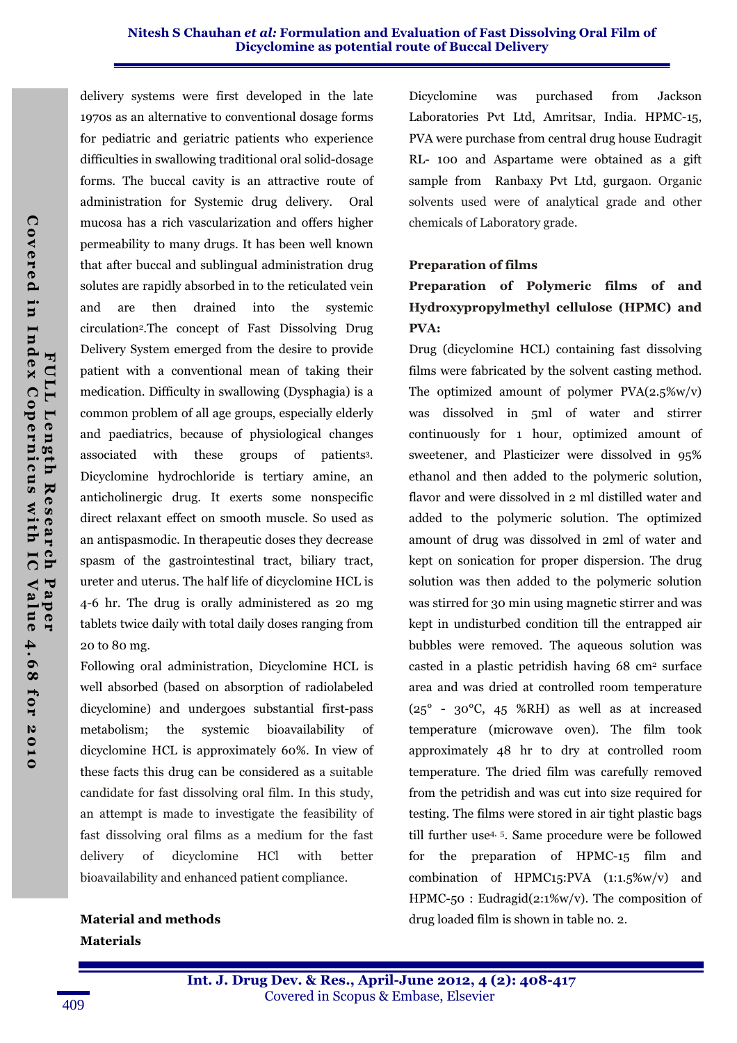delivery systems were first developed in the late 1970s as an alternative to conventional dosage forms for pediatric and geriatric patients who experience difficulties in swallowing traditional oral solid-dosage forms. The buccal cavity is an attractive route of administration for Systemic drug delivery. Oral mucosa has a rich vascularization and offers higher permeability to many drugs. It has been well known that after buccal and sublingual administration drug solutes are rapidly absorbed in to the reticulated vein and are then drained into the systemic circulation[2].The concept of Fast Dissolving Drug Delivery System emerged from the desire to provide patient with a conventional mean of taking their medication. Difficulty in swallowing (Dysphagia) is a common problem of all age groups, especially elderly and paediatrics, because of physiological changes associated with these groups of patients[3]. Dicyclomine hydrochloride is tertiary amine, an anticholinergic drug. It exerts some nonspecific direct relaxant effect on smooth muscle. So used as an antispasmodic. In therapeutic doses they decrease spasm of the gastrointestinal tract, biliary tract, ureter and uterus. The half life of dicyclomine HCL is 4-6 hr. The drug is orally administered as 20 mg tablets twice daily with total daily doses ranging from 20 to 80 mg.

Following oral administration, Dicyclomine HCL is well absorbed (based on absorption of radiolabeled dicyclomine) and undergoes substantial first-pass metabolism; the systemic bioavailability of dicyclomine HCL is approximately 60%. In view of these facts this drug can be considered as a suitable candidate for fast dissolving oral film. In this study, an attempt is made to investigate the feasibility of fast dissolving oral films as a medium for the fast delivery of dicyclomine HCl with better bioavailability and enhanced patient compliance.

## Material and methods

### Materials

Dicyclomine was purchased from Jackson Laboratories Pvt Ltd, Amritsar, India. HPMC-15, PVA were purchase from central drug house Eudragit RL- 100 and Aspartame were obtained as a gift sample from Ranbaxy Pvt Ltd, gurgaon. Organic solvents used were of analytical grade and other chemicals of Laboratory grade.

### Preparation of films

**Preparation of Polymeric films of and Hydroxypropylmethyl cellulose (HPMC) and PVA:**

Drug (dicyclomine HCL) containing fast dissolving films were fabricated by the solvent casting method. The optimized amount of polymer PVA(2.5%w/v) was dissolved in 5ml of water and stirrer continuously for 1 hour, optimized amount of sweetener, and Plasticizer were dissolved in 95% ethanol and then added to the polymeric solution, flavor and were dissolved in 2 ml distilled water and added to the polymeric solution. The optimized amount of drug was dissolved in 2ml of water and kept on sonication for proper dispersion. The drug solution was then added to the polymeric solution was stirred for 30 min using magnetic stirrer and was kept in undisturbed condition till the entrapped air bubbles were removed. The aqueous solution was casted in a plastic petridish having 68 $cm^2$ surface area and was dried at controlled room temperature (25° - 30°C, 45 %RH) as well as at increased temperature (microwave oven). The film took approximately 48 hr to dry at controlled room temperature. The dried film was carefully removed from the petridish and was cut into size required for testing. The films were stored in air tight plastic bags till further use[4, 5]. Same procedure were be followed for the preparation of HPMC-15 film and combination of HPMC15:PVA (1:1.5%w/v) and HPMC-50 : Eudragid(2:1%w/v). The composition of drug loaded film is shown in table no. 2.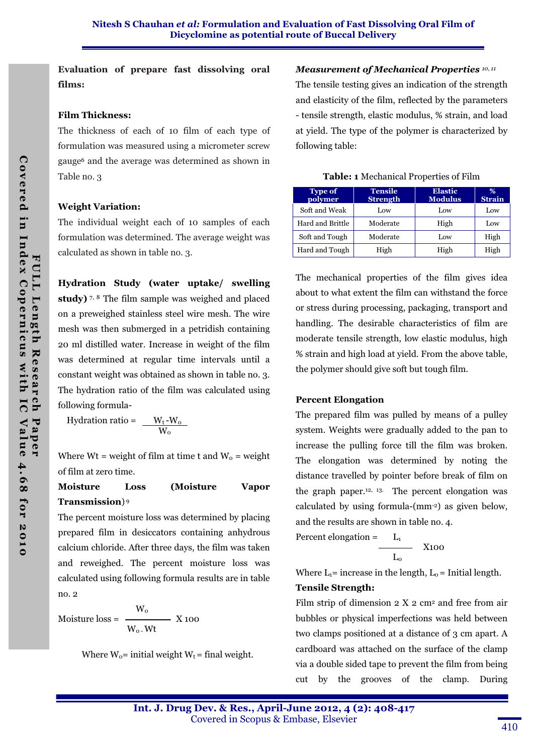**Evaluation of prepare fast dissolving oral films:**

**Film Thickness:**

The thickness of each of 10 film of each type of formulation was measured using a micrometer screw gauge[6] and the average was determined as shown in Table no. 3

**Weight Variation:**

The individual weight each of 10 samples of each formulation was determined. The average weight was calculated as shown in table no. 3.

**Hydration Study (water uptake/ swelling study)** [7, 8] The film sample was weighed and placed on a preweighed stainless steel wire mesh. The wire mesh was then submerged in a petridish containing 20 ml distilled water. Increase in weight of the film was determined at regular time intervals until a constant weight was obtained as shown in table no. 3. The hydration ratio of the film was calculated using following formula-

$$\text{Hydration ratio} = \frac{W_t - W_o}{W_o}$$

Where Wt = weight of film at time t and $W_o$ = weight of film at zero time.

**Moisture Loss (Moisture Vapor Transmission)** [9]

The percent moisture loss was determined by placing prepared film in desiccators containing anhydrous calcium chloride. After three days, the film was taken and reweighed. The percent moisture loss was calculated using following formula results are in table no. 2

$$\text{Moisture loss} = \frac{W_o}{W_o - Wt} \times 100$$

Where $W_o$= initial weight $W_t$ = final weight.

***Measurement of Mechanical Properties*** [10, 11]

The tensile testing gives an indication of the strength and elasticity of the film, reflected by the parameters - tensile strength, elastic modulus, % strain, and load at yield. The type of the polymer is characterized by following table:

**Table: 1** Mechanical Properties of Film

| Type of polymer | Tensile Strength | Elastic Modulus | % Strain |
|---|---|---|---|
| Soft and Weak | Low | Low | Low |
| Hard and Brittle | Moderate | High | Low |
| Soft and Tough | Moderate | Low | High |
| Hard and Tough | High | High | High |

The mechanical properties of the film gives idea about to what extent the film can withstand the force or stress during processing, packaging, transport and handling. The desirable characteristics of film are moderate tensile strength, low elastic modulus, high % strain and high load at yield. From the above table, the polymer should give soft but tough film.

**Percent Elongation**

The prepared film was pulled by means of a pulley system. Weights were gradually added to the pan to increase the pulling force till the film was broken. The elongation was determined by noting the distance travelled by pointer before break of film on the graph paper.[12, 13] The percent elongation was calculated by using formula-($mm^{-2}$) as given below, and the results are shown in table no. 4.

$$\text{Percent elongation} = \frac{L_1}{L_0} \times 100$$

Where $L_1$= increase in the length, $L_0$ = Initial length.

**Tensile Strength:**

Film strip of dimension 2 X 2 $cm^2$ and free from air bubbles or physical imperfections was held between two clamps positioned at a distance of 3 cm apart. A cardboard was attached on the surface of the clamp via a double sided tape to prevent the film from being cut by the grooves of the clamp. During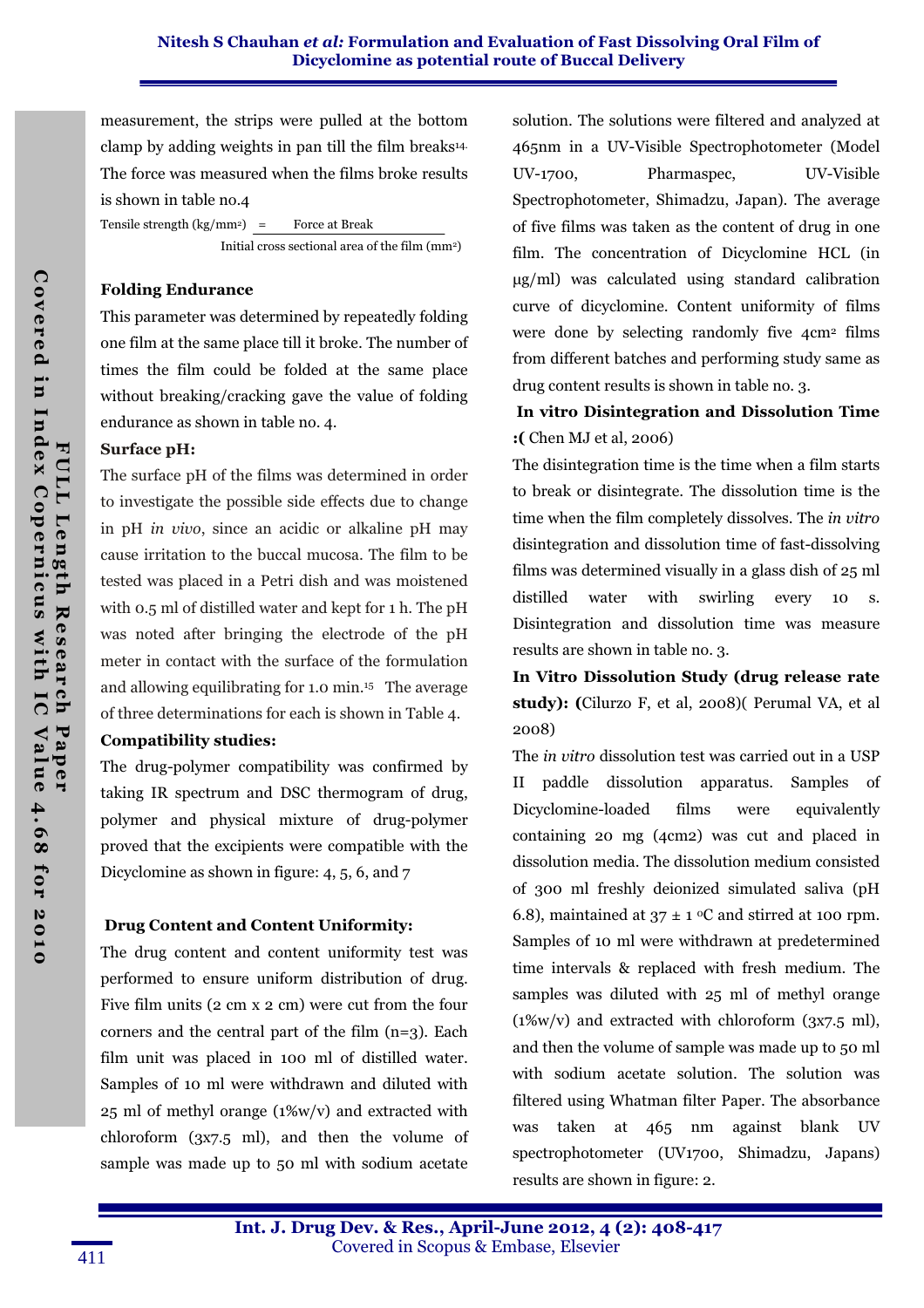measurement, the strips were pulled at the bottom clamp by adding weights in pan till the film breaks[14]. The force was measured when the films broke results is shown in table no.4

$$\text{Tensile strength (kg/mm}^2) = \frac{\text{Force at Break}}{\text{Initial cross sectional area of the film (mm}^2)}$$

### Folding Endurance

This parameter was determined by repeatedly folding one film at the same place till it broke. The number of times the film could be folded at the same place without breaking/cracking gave the value of folding endurance as shown in table no. 4.

### Surface pH:

The surface pH of the films was determined in order to investigate the possible side effects due to change in pH *in vivo*, since an acidic or alkaline pH may cause irritation to the buccal mucosa. The film to be tested was placed in a Petri dish and was moistened with 0.5 ml of distilled water and kept for 1 h. The pH was noted after bringing the electrode of the pH meter in contact with the surface of the formulation and allowing equilibrating for 1.0 min.[15] The average of three determinations for each is shown in Table 4.

### Compatibility studies:

The drug-polymer compatibility was confirmed by taking IR spectrum and DSC thermogram of drug, polymer and physical mixture of drug-polymer proved that the excipients were compatible with the Dicyclomine as shown in figure: 4, 5, 6, and 7

### Drug Content and Content Uniformity:

The drug content and content uniformity test was performed to ensure uniform distribution of drug. Five film units (2 cm x 2 cm) were cut from the four corners and the central part of the film (n=3). Each film unit was placed in 100 ml of distilled water. Samples of 10 ml were withdrawn and diluted with 25 ml of methyl orange (1%w/v) and extracted with chloroform (3x7.5 ml), and then the volume of sample was made up to 50 ml with sodium acetate solution. The solutions were filtered and analyzed at 465nm in a UV-Visible Spectrophotometer (Model UV-1700, Pharmaspec, UV-Visible Spectrophotometer, Shimadzu, Japan). The average of five films was taken as the content of drug in one film. The concentration of Dicyclomine HCL (in µg/ml) was calculated using standard calibration curve of dicyclomine. Content uniformity of films were done by selecting randomly five $4cm^2$ films from different batches and performing study same as drug content results is shown in table no. 3.

### In vitro Disintegration and Dissolution Time :( Chen MJ et al, 2006)

The disintegration time is the time when a film starts to break or disintegrate. The dissolution time is the time when the film completely dissolves. The *in vitro* disintegration and dissolution time of fast-dissolving films was determined visually in a glass dish of 25 ml distilled water with swirling every 10 s. Disintegration and dissolution time was measure results are shown in table no. 3.

### In Vitro Dissolution Study (drug release rate study): (Cilurzo F, et al, 2008)( Perumal VA, et al 2008)

The *in vitro* dissolution test was carried out in a USP II paddle dissolution apparatus. Samples of Dicyclomine-loaded films were equivalently containing 20 mg (4cm2) was cut and placed in dissolution media. The dissolution medium consisted of 300 ml freshly deionized simulated saliva (pH 6.8), maintained at $37 \pm 1$ °C and stirred at 100 rpm. Samples of 10 ml were withdrawn at predetermined time intervals & replaced with fresh medium. The samples was diluted with 25 ml of methyl orange (1%w/v) and extracted with chloroform (3x7.5 ml), and then the volume of sample was made up to 50 ml with sodium acetate solution. The solution was filtered using Whatman filter Paper. The absorbance was taken at 465 nm against blank UV spectrophotometer (UV1700, Shimadzu, Japans) results are shown in figure: 2.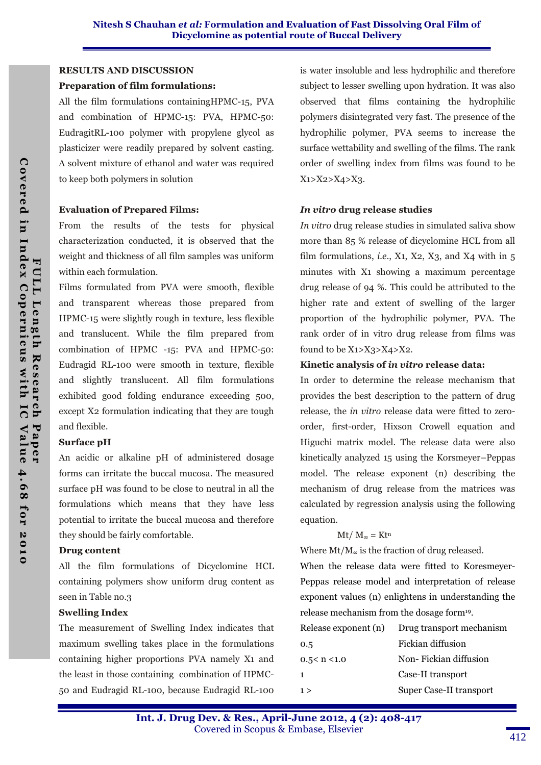## RESULTS AND DISCUSSION

### Preparation of film formulations:

All the film formulations containingHPMC-15, PVA and combination of HPMC-15: PVA, HPMC-50: EudragitRL-100 polymer with propylene glycol as plasticizer were readily prepared by solvent casting. A solvent mixture of ethanol and water was required to keep both polymers in solution

### Evaluation of Prepared Films:

From the results of the tests for physical characterization conducted, it is observed that the weight and thickness of all film samples was uniform within each formulation.

Films formulated from PVA were smooth, flexible and transparent whereas those prepared from HPMC-15 were slightly rough in texture, less flexible and translucent. While the film prepared from combination of HPMC -15: PVA and HPMC-50: Eudragid RL-100 were smooth in texture, flexible and slightly translucent. All film formulations exhibited good folding endurance exceeding 500, except X2 formulation indicating that they are tough and flexible.

### Surface pH

An acidic or alkaline pH of administered dosage forms can irritate the buccal mucosa. The measured surface pH was found to be close to neutral in all the formulations which means that they have less potential to irritate the buccal mucosa and therefore they should be fairly comfortable.

### Drug content

All the film formulations of Dicyclomine HCL containing polymers show uniform drug content as seen in Table no.3

### Swelling Index

The measurement of Swelling Index indicates that maximum swelling takes place in the formulations containing higher proportions PVA namely X1 and the least in those containing combination of HPMC-50 and Eudragid RL-100, because Eudragid RL-100 is water insoluble and less hydrophilic and therefore subject to lesser swelling upon hydration. It was also observed that films containing the hydrophilic polymers disintegrated very fast. The presence of the hydrophilic polymer, PVA seems to increase the surface wettability and swelling of the films. The rank order of swelling index from films was found to be X1>X2>X4>X3.

### *In vitro* drug release studies

*In vitro* drug release studies in simulated saliva show more than 85 % release of dicyclomine HCL from all film formulations, *i.e*., X1, X2, X3, and X4 with in 5 minutes with X1 showing a maximum percentage drug release of 94 %. This could be attributed to the higher rate and extent of swelling of the larger proportion of the hydrophilic polymer, PVA. The rank order of in vitro drug release from films was found to be X1>X3>X4>X2.

### Kinetic analysis of *in vitro* release data:

In order to determine the release mechanism that provides the best description to the pattern of drug release, the *in vitro* release data were fitted to zero-order, first-order, Hixson Crowell equation and Higuchi matrix model. The release data were also kinetically analyzed 15 using the Korsmeyer–Peppas model. The release exponent (n) describing the mechanism of drug release from the matrices was calculated by regression analysis using the following equation.

$$M_t / M_\infty = Kt^n$$

Where $M_t/M_\infty$ is the fraction of drug released.

When the release data were fitted to Koresmeyer-Peppas release model and interpretation of release exponent values (n) enlightens in understanding the release mechanism from the dosage form[19].

| Release exponent (n) | Drug transport mechanism |
|---|---|
| 0.5 | Fickian diffusion |
| $0.5 < n < 1.0$ | Non- Fickian diffusion |
| 1 | Case-II transport |
| 1 > | Super Case-II transport |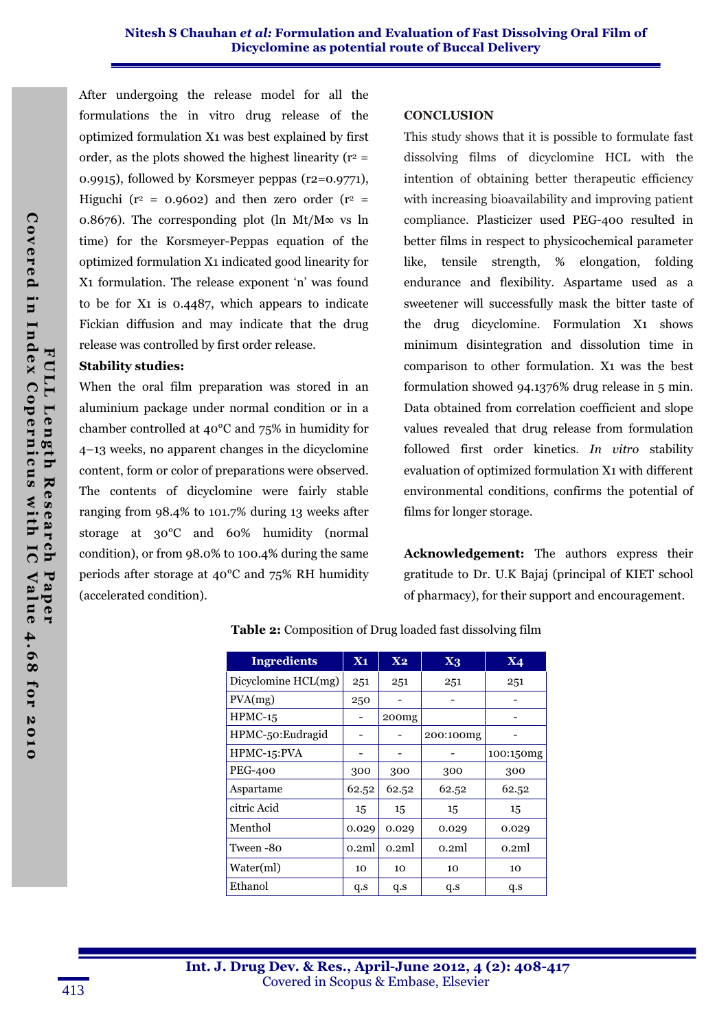After undergoing the release model for all the formulations the in vitro drug release of the optimized formulation X1 was best explained by first order, as the plots showed the highest linearity ($r^2$ = 0.9915), followed by Korsmeyer peppas (r2=0.9771), Higuchi ($r^2$ = 0.9602) and then zero order ($r^2$ = 0.8676). The corresponding plot (ln $M_t/M_\infty$ vs ln time) for the Korsmeyer-Peppas equation of the optimized formulation X1 indicated good linearity for X1 formulation. The release exponent 'n' was found to be for X1 is 0.4487, which appears to indicate Fickian diffusion and may indicate that the drug release was controlled by first order release.

**Stability studies:**

When the oral film preparation was stored in an aluminium package under normal condition or in a chamber controlled at 40°C and 75% in humidity for 4–13 weeks, no apparent changes in the dicyclomine content, form or color of preparations were observed. The contents of dicyclomine were fairly stable ranging from 98.4% to 101.7% during 13 weeks after storage at 30°C and 60% humidity (normal condition), or from 98.0% to 100.4% during the same periods after storage at 40°C and 75% RH humidity (accelerated condition).

**CONCLUSION**

This study shows that it is possible to formulate fast dissolving films of dicyclomine HCL with the intention of obtaining better therapeutic efficiency with increasing bioavailability and improving patient compliance. Plasticizer used PEG-400 resulted in better films in respect to physicochemical parameter like, tensile strength, % elongation, folding endurance and flexibility. Aspartame used as a sweetener will successfully mask the bitter taste of the drug dicyclomine. Formulation X1 shows minimum disintegration and dissolution time in comparison to other formulation. X1 was the best formulation showed 94.1376% drug release in 5 min. Data obtained from correlation coefficient and slope values revealed that drug release from formulation followed first order kinetics. *In vitro* stability evaluation of optimized formulation X1 with different environmental conditions, confirms the potential of films for longer storage.

**Acknowledgement:** The authors express their gratitude to Dr. U.K Bajaj (principal of KIET school of pharmacy), for their support and encouragement.

**Table 2:** Composition of Drug loaded fast dissolving film

| Ingredients | X1 | X2 | X3 | X4 |
|---|---|---|---|---|
| Dicyclomine HCL(mg) | 251 | 251 | 251 | 251 |
| PVA(mg) | 250 | - | - | - |
| HPMC-15 | - | 200mg | | - |
| HPMC-50:Eudragid | - | - | 200:100mg | - |
| HPMC-15:PVA | - | - | - | 100:150mg |
| PEG-400 | 300 | 300 | 300 | 300 |
| Aspartame | 62.52 | 62.52 | 62.52 | 62.52 |
| citric Acid | 15 | 15 | 15 | 15 |
| Menthol | 0.029 | 0.029 | 0.029 | 0.029 |
| Tween -80 | 0.2ml | 0.2ml | 0.2ml | 0.2ml |
| Water(ml) | 10 | 10 | 10 | 10 |
| Ethanol | q.s | q.s | q.s | q.s |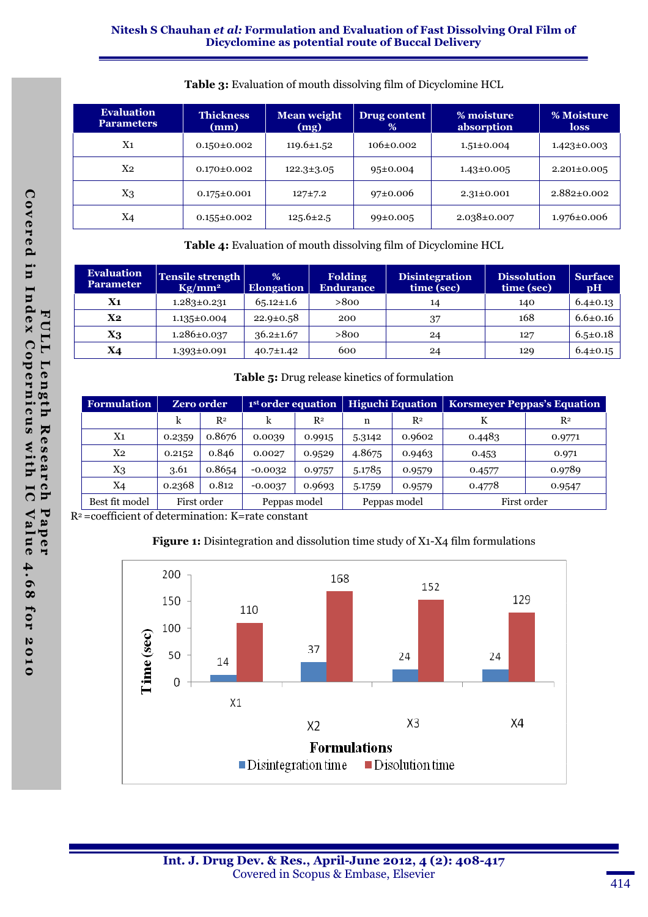**Table 3:** Evaluation of mouth dissolving film of Dicyclomine HCL

| Evaluation Parameters | Thickness (mm) | Mean weight (mg) | Drug content % | % moisture absorption | % Moisture loss |
|---|---|---|---|---|---|
| X1 | 0.150±0.002 | 119.6±1.52 | 106±0.002 | 1.51±0.004 | 1.423±0.003 |
| X2 | 0.170±0.002 | 122.3±3.05 | 95±0.004 | 1.43±0.005 | 2.201±0.005 |
| X3 | 0.175±0.001 | 127±7.2 | 97±0.006 | 2.31±0.001 | 2.882±0.002 |
| X4 | 0.155±0.002 | 125.6±2.5 | 99±0.005 | 2.038±0.007 | 1.976±0.006 |

**Table 4:** Evaluation of mouth dissolving film of Dicyclomine HCL

| Evaluation Parameter | Tensile strength $Kg/mm^2$ | % Elongation | Folding Endurance | Disintegration time (sec) | Dissolution time (sec) | Surface pH |
|---|---|---|---|---|---|---|
| **X1** | 1.283±0.231 | 65.12±1.6 | >800 | 14 | 140 | 6.4±0.13 |
| **X2** | 1.135±0.004 | 22.9±0.58 | 200 | 37 | 168 | 6.6±0.16 |
| **X3** | 1.286±0.037 | 36.2±1.67 | >800 | 24 | 127 | 6.5±0.18 |
| **X4** | 1.393±0.091 | 40.7±1.42 | 600 | 24 | 129 | 6.4±0.15 |

**Table 5:** Drug release kinetics of formulation

| Formulation | Zero order | | 1st order equation | | Higuchi Equation | | Korsmeyer Peppas's Equation | |
|---|---|---|---|---|---|---|---|---|
| | k | $R^2$ | k | $R^2$ | n | $R^2$ | K | $R^2$ |
| X1 | 0.2359 | 0.8676 | 0.0039 | 0.9915 | 5.3142 | 0.9602 | 0.4483 | 0.9771 |
| X2 | 0.2152 | 0.846 | 0.0027 | 0.9529 | 4.8675 | 0.9463 | 0.453 | 0.971 |
| X3 | 3.61 | 0.8654 | -0.0032 | 0.9757 | 5.1785 | 0.9579 | 0.4577 | 0.9789 |
| X4 | 0.2368 | 0.812 | -0.0037 | 0.9693 | 5.1759 | 0.9579 | 0.4778 | 0.9547 |
| Best fit model | First order | | Peppas model | | Peppas model | | First order | |

$R^2$ =coefficient of determination: K=rate constant

**Figure 1:** Disintegration and dissolution time study of X1-X4 film formulations

| Formulations | Disintegration time (sec) | Disolution time (sec) |
|---|---|---|
| X1 | 14 | 110 |
| X2 | 37 | 168 |
| X3 | 24 | 152 |
| X4 | 24 | 129 |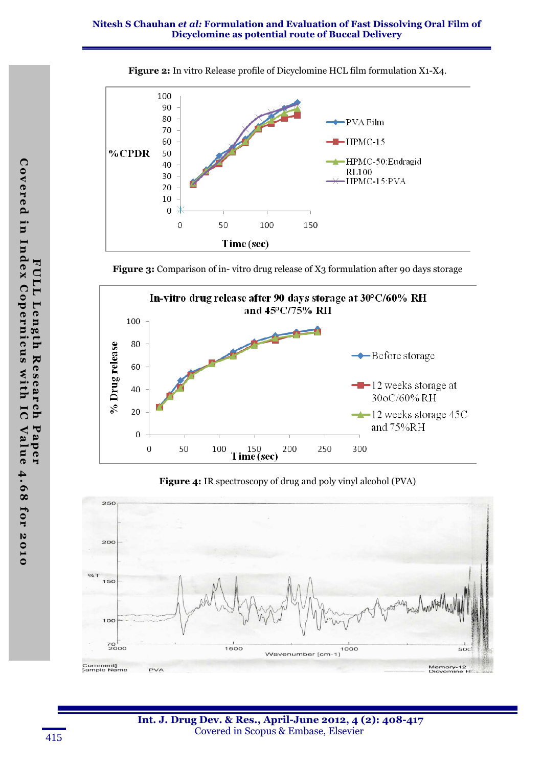**Figure 2:** In vitro Release profile of Dicyclomine HCL film formulation X1-X4.

**Figure 3:** Comparison of in- vitro drug release of X3 formulation after 90 days storage

**Figure 4:** IR spectroscopy of drug and poly vinyl alcohol (PVA)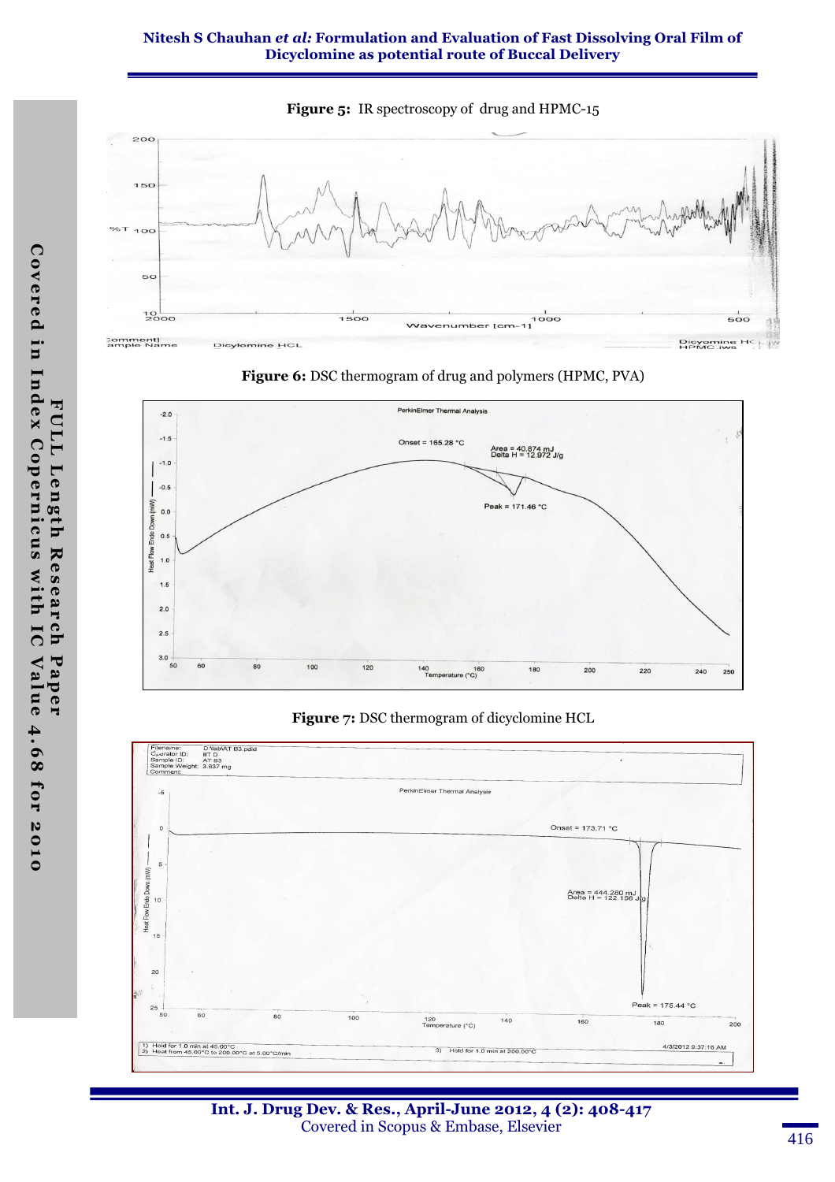**Figure 5:** IR spectroscopy of drug and HPMC-15

**Figure 6:** DSC thermogram of drug and polymers (HPMC, PVA)

**Figure 7:** DSC thermogram of dicyclomine HCL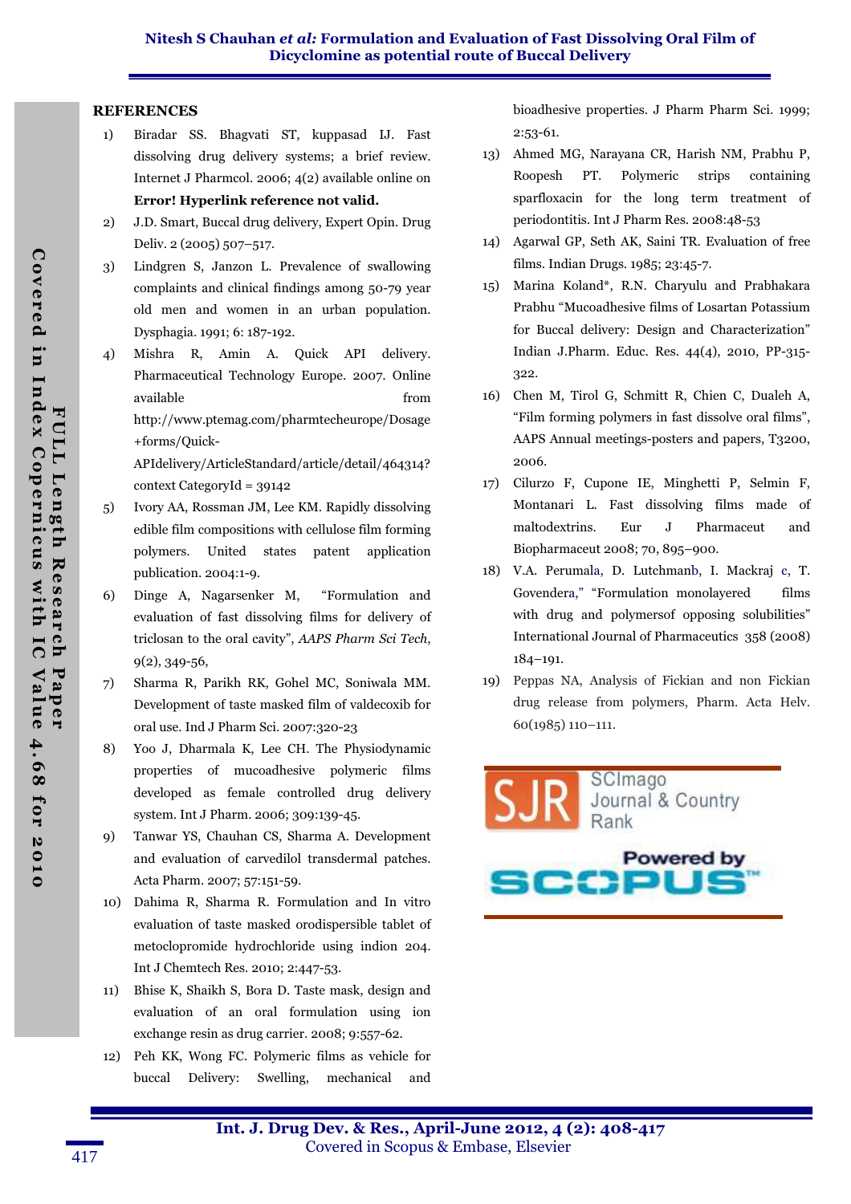## REFERENCES

1) Biradar SS. Bhagvati ST, kuppasad IJ. Fast dissolving drug delivery systems; a brief review. Internet J Pharmcol. 2006; 4(2) available online on **Error! Hyperlink reference not valid.**
2) J.D. Smart, Buccal drug delivery, Expert Opin. Drug Deliv. 2 (2005) 507–517.
3) Lindgren S, Janzon L. Prevalence of swallowing complaints and clinical findings among 50-79 year old men and women in an urban population. Dysphagia. 1991; 6: 187-192.
4) Mishra R, Amin A. Quick API delivery. Pharmaceutical Technology Europe. 2007. Online available from http://www.ptemag.com/pharmtecheurope/Dosage+forms/Quick-APIdelivery/ArticleStandard/article/detail/464314?context CategoryId = 39142
5) Ivory AA, Rossman JM, Lee KM. Rapidly dissolving edible film compositions with cellulose film forming polymers. United states patent application publication. 2004:1-9.
6) Dinge A, Nagarsenker M, "Formulation and evaluation of fast dissolving films for delivery of triclosan to the oral cavity", *AAPS Pharm Sci Tech*, 9(2), 349-56,
7) Sharma R, Parikh RK, Gohel MC, Soniwala MM. Development of taste masked film of valdecoxib for oral use. Ind J Pharm Sci. 2007:320-23
8) Yoo J, Dharmala K, Lee CH. The Physiodynamic properties of mucoadhesive polymeric films developed as female controlled drug delivery system. Int J Pharm. 2006; 309:139-45.
9) Tanwar YS, Chauhan CS, Sharma A. Development and evaluation of carvedilol transdermal patches. Acta Pharm. 2007; 57:151-59.
10) Dahima R, Sharma R. Formulation and In vitro evaluation of taste masked orodispersible tablet of metoclopromide hydrochloride using indion 204. Int J Chemtech Res. 2010; 2:447-53.
11) Bhise K, Shaikh S, Bora D. Taste mask, design and evaluation of an oral formulation using ion exchange resin as drug carrier. 2008; 9:557-62.
12) Peh KK, Wong FC. Polymeric films as vehicle for buccal Delivery: Swelling, mechanical and bioadhesive properties. J Pharm Pharm Sci. 1999; 2:53-61.
13) Ahmed MG, Narayana CR, Harish NM, Prabhu P, Roopesh PT. Polymeric strips containing sparfloxacin for the long term treatment of periodontitis. Int J Pharm Res. 2008:48-53
14) Agarwal GP, Seth AK, Saini TR. Evaluation of free films. Indian Drugs. 1985; 23:45-7.
15) Marina Koland*, R.N. Charyulu and Prabhakara Prabhu "Mucoadhesive films of Losartan Potassium for Buccal delivery: Design and Characterization" Indian J.Pharm. Educ. Res. 44(4), 2010, PP-315-322.
16) Chen M, Tirol G, Schmitt R, Chien C, Dualeh A, "Film forming polymers in fast dissolve oral films", AAPS Annual meetings-posters and papers, T3200, 2006.
17) Cilurzo F, Cupone IE, Minghetti P, Selmin F, Montanari L. Fast dissolving films made of maltodextrins. Eur J Pharmaceut and Biopharmaceut 2008; 70, 895–900.
18) V.A. Perumala, D. Lutchmanb, I. Mackraj c, T. Govendera," "Formulation monolayered films with drug and polymersof opposing solubilities" International Journal of Pharmaceutics 358 (2008) 184–191.
19) Peppas NA, Analysis of Fickian and non Fickian drug release from polymers, Pharm. Acta Helv. 60(1985) 110–111.